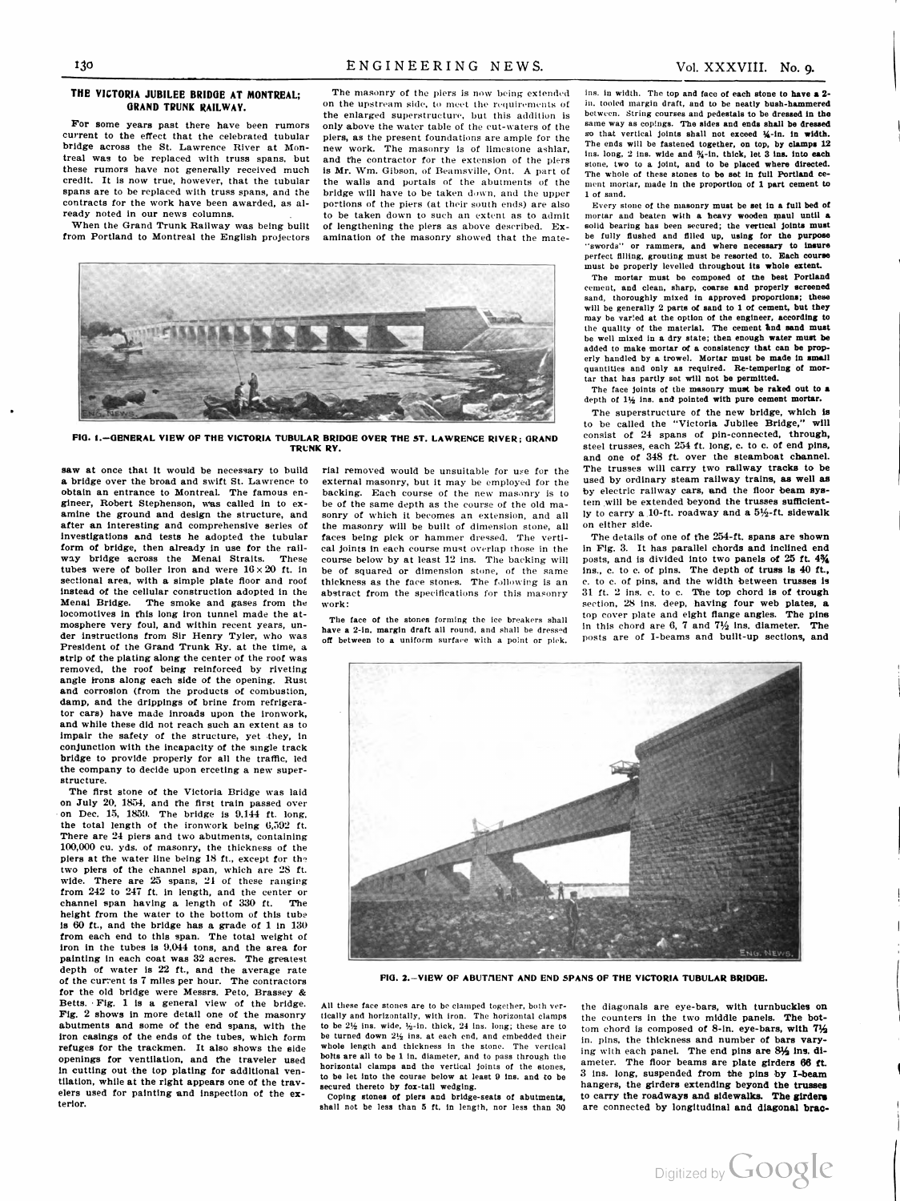## THE VICTORIA JUBILEE BRIDGE AT MONTREAL; GRAND TRUNK RAILWAY.

For some years past there have been rumors current to the effect that the celebrated tubular bridge across the St. Lawrence River at Montreal was to be replaced with truss spans, but these rumors have not generally received much credit. It is now true, however, that the tubular spans are to be replaced with truss spans, and the contracts for the work have been awarded, as already noted in our news columns.

When the Grand Trunk Railway was being built from Portland to Montreal the English projectors saw at once that it would be necessary to build a bridge over the broad and swift St. Lawrence to obtain an entrance to Montreal. The famous engineer, Robert Stephenson, was called in to examine the ground and design the structure, and after an interesting and comprehensive series of investigations and tests he adopted the tubular form of bridge, then already in use for the railway bridge across the Menai Straits. These tubes were of boiler iron and were 16 × 20 ft. in sectional area, with a simple plate floor and roof instead of the cellular construction adopted in the Menai Bridge. The smoke and gases from the locomotives in this long iron tunnel made the atmosphere very foul, and within recent years, under instructions from Sir Henry Tyler, who was President of the Grand Trunk Ry. at the time, a strip of the plating along the center of the roof was removed, the roof being reinforced by riveting angle irons along each side of the opening. Rust and corrosion (from the products of combustion, damp, and the drippings of brine from refrigerator cars) have made inroads upon the ironwork, and while these did not reach such an extent as to impair the safety of the structure, yet they, in conjunction with the incapacity of the single track bridge to provide properly for all the traffic, led the company to decide upon erecting a new superstructure.

The first stone of the Victoria Bridge was laid on July 20, 1854, and the first train passed over on Dec. 15, 1859. The bridge is 9,144 ft. long, the total length of the ironwork being 6,592 ft. There are 24 piers and two abutments, containing 100,000 cu. yds. of masonry, the thickness of the piers at the water line being 18 ft., except for the two piers of the channel span, which are 28 ft. wide. There are 25 spans, 24 of these ranging from 242 to 247 ft. in length, and the center or channel span having a length of 330 ft. The height from the water to the bottom of this tube is 60 ft., and the bridge has a grade of 1 in 130 from each end to this span. The total weight of iron in the tubes is 9,044 tons, and the area for painting in each coat was 32 acres. The greatest depth of water is 22 ft., and the average rate of the current is 7 miles per hour. The contractors for the old bridge were Messrs. Peto, Brassey & Betts. Fig. 1 is a general view of the bridge. Fig. 2 shows in more detail one of the masonry abutments and some of the end spans, with the iron casings of the ends of the tubes, which form refuges for the trackmen. It also shows the side openings for ventilation, and the traveler used in cutting out the top plating for additional ventilation, while at the right appears one of the travelers used for painting and inspection of the exterior.

FIG. 1.—GENERAL VIEW OF THE VICTORIA TUBULAR BRIDGE OVER THE ST. LAWRENCE RIVER; GRAND TRUNK RY.

The masonry of the piers is now being extended on the upstream side, to meet the requirements of the enlarged superstructure, but this addition is only above the water table of the cut-waters of the piers, as the present foundations are ample for the new work. The masonry is of limestone ashlar, and the contractor for the extension of the piers is Mr. Wm. Gibson, of Beamsville, Ont. A part of the walls and portals of the abutments of the bridge will have to be taken down, and the upper portions of the piers (at their south ends) are also to be taken down to such an extent as to admit of lengthening the piers as above described. Examination of the masonry showed that the material removed would be unsuitable for use for the external masonry, but it may be employed for the backing. Each course of the new masonry is to be of the same depth as the course of the old masonry of which it becomes an extension, and all the masonry will be built of dimension stone, all faces being pick or hammer dressed. The vertical joints in each course must overlap those in the course below by at least 12 ins. The backing will be of squared or dimension stone, of the same thickness as the face stones. The following is an abstract from the specifications for this masonry work:

The face of the stones forming the ice breakers shall have a 2-in. margin draft all round, and shall be dressed off between to a uniform surface with a point or pick. All these face stones are to be clamped together, both vertically and horizontally, with iron. The horizontal clamps to be 2½ ins. wide, ½-in. thick, 24 ins. long; these are to be turned down 2½ ins. at each end, and embedded their whole length and thickness in the stone. The vertical bolts are all to be 1 in. diameter, and to pass through the horizontal clamps and the vertical joints of the stones, to be let into the course below at least 9 ins. and to be secured thereto by fox-tail wedging.

Coping stones of piers and bridge-seats of abutments, shall not be less than 5 ft. in length, nor less than 30 ins. in width. The top and face of each stone to have a 2-in. tooled margin draft, and to be neatly bush-hammered between. String courses and pedestals to be dressed in the same way as copings. The sides and ends shall be dressed so that vertical joints shall not exceed ¼-in. in width. The ends will be fastened together, on top, by clamps 12 ins. long, 2 ins. wide and ¾-in. thick, let 3 ins. into each stone, two to a joint, and to be placed where directed. The whole of these stones to be set in full Portland cement mortar, made in the proportion of 1 part cement to 1 of sand.

Every stone of the masonry must be set in a full bed of mortar and beaten with a heavy wooden maul until a solid bearing has been secured; the vertical joints must be fully flushed and filled up, using for the purpose "swords" or rammers, and where necessary to insure perfect filling, grouting must be resorted to. Each course must be properly levelled throughout its whole extent.

The mortar must be composed of the best Portland cement, and clean, sharp, coarse and properly screened sand, thoroughly mixed in approved proportions; these will be generally 2 parts of sand to 1 of cement, but they may be varied at the option of the engineer, according to the quality of the material. The cement and sand must be well mixed in a dry state; then enough water must be added to make mortar of a consistency that can be properly handled by a trowel. Mortar must be made in small quantities and only as required. Re-tempering of mortar that has partly set will not be permitted.

The face joints of the masonry must be raked out to a depth of 1½ ins. and pointed with pure cement mortar.

The superstructure of the new bridge, which is to be called the "Victoria Jubilee Bridge," will consist of 24 spans of pin-connected, through, steel trusses, each 254 ft. long, c. to c. of end pins, and one of 348 ft. over the steamboat channel. The trusses will carry two railway tracks to be used by ordinary steam railway trains, as well as by electric railway cars, and the floor beam system will be extended beyond the trusses sufficiently to carry a 10-ft. roadway and a 5½-ft. sidewalk on either side.

The details of one of the 254-ft. spans are shown in Fig. 3. It has parallel chords and inclined end posts, and is divided into two panels of 25 ft. 4¾ ins., c. to c. of pins. The depth of truss is 40 ft., and the width between trusses is 31 ft. 2 ins. c. to c. The top chord is of trough section, 28 ins. deep, having four web plates, a top cover plate and eight flange angles. The pins in this chord are 6, 7 and 7½ ins. diameter. The posts are of I-beams and built-up sections, and the diagonals are eye-bars, with turnbuckles on the counters in the two middle panels. The bottom chord is composed of 8-in. eye-bars, with 7½ in. pins, the thickness and number of bars varying with each panel. The end pins are 8½ ins. diameter. The floor beams are plate girders 66 ft. 3 ins. long, suspended from the pins by I-beam hangers, the girders extending beyond the trusses to carry the roadways and sidewalks. The girders are connected by longitudinal and diagonal brac-

FIG. 2.—VIEW OF ABUTMENT AND END SPANS OF THE VICTORIA TUBULAR BRIDGE.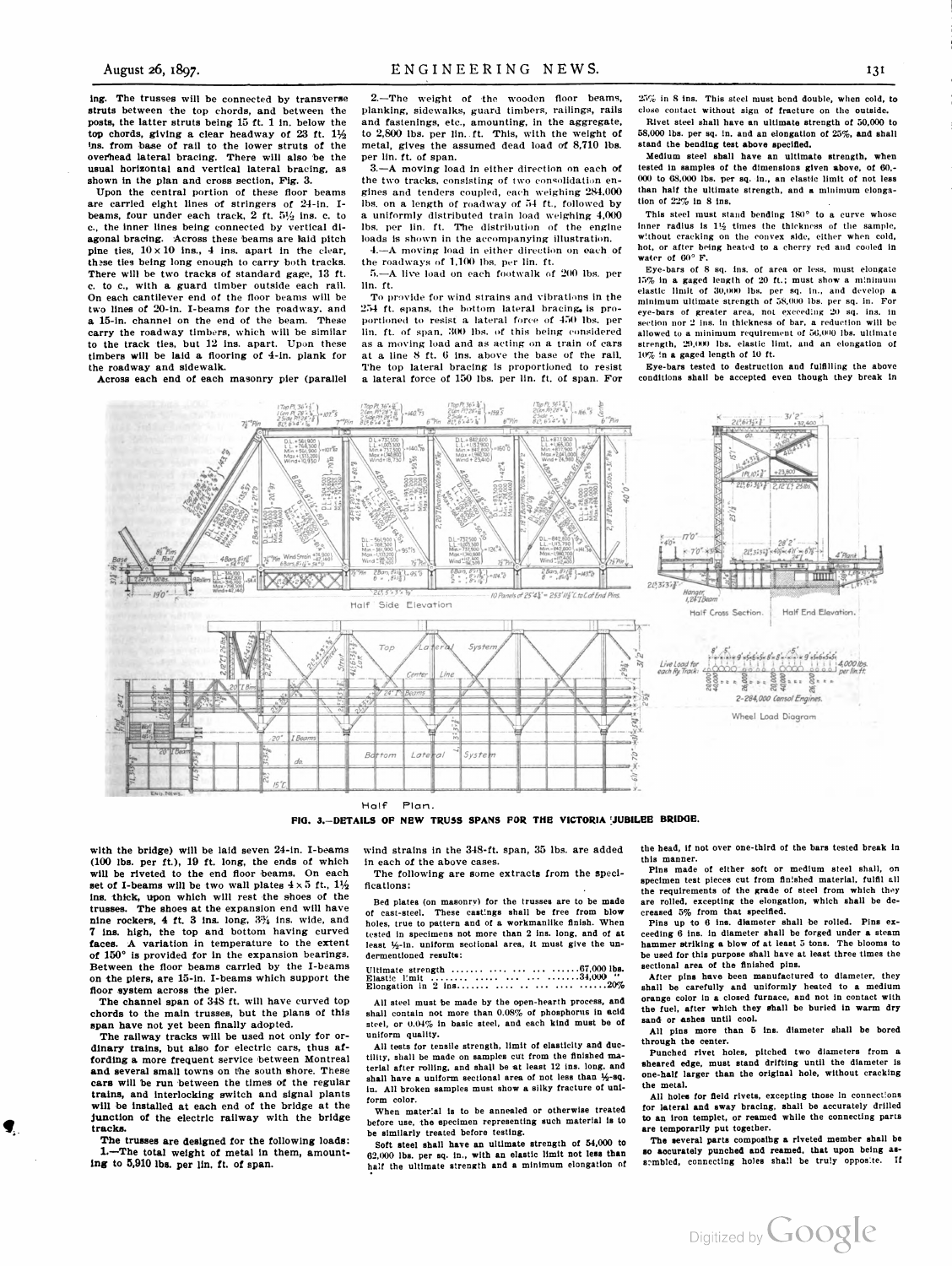ing. The trusses will be connected by transverse struts between the top chords, and between the posts, the latter struts being 15 ft. 1 in. below the top chords, giving a clear headway of 23 ft. 1½ ins. from base of rail to the lower struts of the overhead lateral bracing. There will also be the usual horizontal and vertical lateral bracing, as shown in the plan and cross section, Fig. 3.

Upon the central portion of these floor beams are carried eight lines of stringers of 24-in. I-beams, four under each track, 2 ft. 5½ ins. c. to c., the inner lines being connected by vertical diagonal bracing. Across these beams are laid pitch pine ties, 10 x 10 ins., 4 ins. apart in the clear, these ties being long enough to carry both tracks. There will be two tracks of standard gage, 13 ft. c. to c., with a guard timber outside each rail. On each cantilever end of the floor beams will be two lines of 20-in. I-beams for the roadway, and a 15-in. channel on the end of the beam. These carry the roadway timbers, which will be similar to the track ties, but 12 ins. apart. Upon these timbers will be laid a flooring of 4-in. plank for the roadway and sidewalk.

Across each end of each masonry pier (parallel with the bridge) will be laid seven 24-in. I-beams (100 lbs. per ft.), 19 ft. long, the ends of which will be riveted to the end floor beams. On each set of I-beams will be two wall plates 4 x 5 ft., 1½ ins. thick, upon which will rest the shoes of the trusses. The shoes at the expansion end will have nine rockers, 4 ft. 3 ins. long, 3¾ ins. wide, and 7 ins. high, the top and bottom having curved faces. A variation in temperature to the extent of 150° is provided for in the expansion bearings. Between the floor beams carried by the I-beams on the piers, are 15-in. I-beams which support the floor system across the pier.

The channel span of 348 ft. will have curved top chords to the main trusses, but the plans of this span have not yet been finally adopted.

The railway tracks will be used not only for ordinary trains, but also for electric cars, thus affording a more frequent service between Montreal and several small towns on the south shore. These cars will be run between the times of the regular trains, and interlocking switch and signal plants will be installed at each end of the bridge at the junction of the electric railway with the bridge tracks.

The trusses are designed for the following loads:

1.—The total weight of metal in them, amounting to 5,910 lbs. per lin. ft. of span.

2.—The weight of the wooden floor beams, planking, sidewalks, guard timbers, railings, rails and fastenings, etc., amounting, in the aggregate, to 2,800 lbs. per lin. ft. This, with the weight of metal, gives the assumed dead load of 8,710 lbs. per lin. ft. of span.

3.—A moving load in either direction on each of the two tracks, consisting of two consolidation engines and tenders coupled, each weighing 284,000 lbs. on a length of roadway of 54 ft., followed by a uniformly distributed train load weighing 4,000 lbs. per lin. ft. The distribution of the engine loads is shown in the accompanying illustration.

4.—A moving load in either direction on each of the roadways of 1,100 lbs. per lin. ft.

5.—A live load on each footwalk of 200 lbs. per lin. ft.

To provide for wind strains and vibrations in the 254 ft. spans, the bottom lateral bracing is proportioned to resist a lateral force of 450 lbs. per lin. ft. of span, 300 lbs. of this being considered as a moving load and as acting on a train of cars at a line 8 ft. 6 ins. above the base of the rail. The top lateral bracing is proportioned to resist a lateral force of 150 lbs. per lin. ft. of span. For wind strains in the 348-ft. span, 35 lbs. are added in each of the above cases.

The following are some extracts from the specifications:

Bed plates (on masonry) for the trusses are to be made of cast-steel. These castings shall be free from blow holes, true to pattern and of a workmanlike finish. When tested in specimens not more than 2 ins. long, and of at least ½-in. uniform sectional area, it must give the undermentioned results:

| | |
|---|---|
| Ultimate strength | 67,000 lbs. |
| Elastic limit | 34,000 " |
| Elongation in 2 ins. | 20% |

All steel must be made by the open-hearth process, and shall contain not more than 0.08% of phosphorus in acid steel, or 0.04% in basic steel, and each kind must be of uniform quality.

All tests for tensile strength, limit of elasticity and ductility, shall be made on samples cut from the finished material after rolling, and shall be at least 12 ins. long, and shall have a uniform sectional area of not less than ½-sq. in. All broken samples must show a silky fracture of uniform color.

When material is to be annealed or otherwise treated before use, the specimen representing such material is to be similarly treated before testing.

Soft steel shall have an ultimate strength of 54,000 to 62,000 lbs. per sq. in., with an elastic limit not less than half the ultimate strength and a minimum elongation of 25% in 8 ins. This steel must bend double, when cold, to close contact without sign of fracture on the outside.

Rivet steel shall have an ultimate strength of 50,000 to 58,000 lbs. per sq. in. and an elongation of 25%, and shall stand the bending test above specified.

Medium steel shall have an ultimate strength, when tested in samples of the dimensions given above, of 60,000 to 68,000 lbs. per sq. in., an elastic limit of not less than half the ultimate strength, and a minimum elongation of 22% in 8 ins.

This steel must stand bending 180° to a curve whose inner radius is 1½ times the thickness of the sample, without cracking on the convex side, either when cold, hot, or after being heated to a cherry red and cooled in water of 60° F.

Eye-bars of 8 sq. ins. of area or less, must elongate 15% in a gaged length of 20 ft.; must show a minimum elastic limit of 30,000 lbs. per sq. in., and develop a minimum ultimate strength of 58,000 lbs. per sq. in. For eye-bars of greater area, not exceeding 20 sq. ins. in section nor 2 ins. in thickness of bar, a reduction will be allowed to a minimum requirement of 56,000 lbs. ultimate strength, 29,000 lbs. elastic limt, and an elongation of 10% in a gaged length of 10 ft.

Eye-bars tested to destruction and fulfilling the above conditions shall be accepted even though they break in the head, if not over one-third of the bars tested break in this manner.

Pins made of either soft or medium steel shall, on specimen test pieces cut from finished material, fulfil all the requirements of the grade of steel from which they are rolled, excepting the elongation, which shall be decreased 5% from that specified.

Pins up to 6 ins. diameter shall be rolled. Pins exceeding 6 ins. in diameter shall be forged under a steam hammer striking a blow of at least 5 tons. The blooms to be used for this purpose shall have at least three times the sectional area of the finished pins.

After pins have been manufactured to diameter, they shall be carefully and uniformly heated to a medium orange color in a closed furnace, and not in contact with the fuel, after which they shall be buried in warm dry sand or ashes until cool.

All pins more than 5 ins. diameter shall be bored through the center.

Punched rivet holes, pitched two diameters from a sheared edge, must stand drifting until the diameter is one-half larger than the original hole, without cracking the metal.

All holes for field rivets, excepting those in connections for lateral and sway bracing, shall be accurately drilled to an iron templet, or reamed while the connecting parts are temporarily put together.

The several parts composing a riveted member shall be so accurately punched and reamed, that upon being assembled, connecting holes shall be truly opposite. If

FIG. 3.—DETAILS OF NEW TRUSS SPANS FOR THE VICTORIA JUBILEE BRIDGE.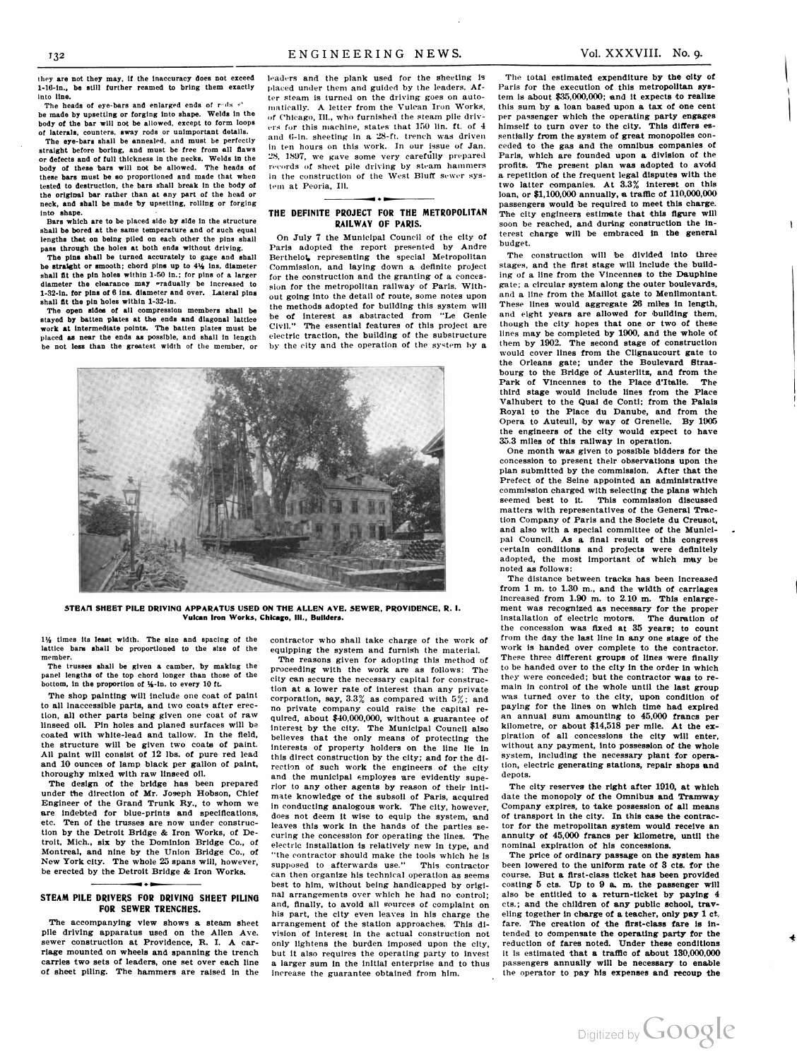they are not they may, if the inaccuracy does not exceed 1-16-in., be still further reamed to bring them exactly into line.

The heads of eye-bars and enlarged ends of rods shall be made by upsetting or forging into shape. Welds in the body of the bar will not be allowed, except to form loops of laterals, counters, sway rods or unimportant details.

The eye-bars shall be annealed, and must be perfectly straight before boring, and must be free from all flaws or defects and of full thickness in the necks. Welds in the body of these bars will not be allowed. The heads of these bars must be so proportioned and made that when tested to destruction, the bars shall break in the body of the original bar rather than at any part of the head or neck, and shall be made by upsetting, rolling or forging into shape.

Bars which are to be placed side by side in the structure shall be bored at the same temperature and of such equal lengths that on being piled on each other the pins shall pass through the holes at both ends without driving.

The pins shall be turned accurately to gage and shall be straight or smooth; chord pins up to 4½ ins. diameter shall fit the pin holes within 1-50 in.; for pins of a larger diameter the clearance may gradually be increased to 1-32-in. for pins of 6 ins. diameter and over. Lateral pins shall fit the pin holes within 1-32-in.

The open sides of all compression members shall be stayed by batten plates at the ends and diagonal lattice work at intermediate points. The batten plates must be placed as near the ends as possible, and shall in length be not less than the greatest width of the member, or 1¼ times its least width. The size and spacing of the lattice bars shall be proportioned to the size of the member.

The trusses shall be given a camber, by making the panel lengths of the top chord longer than those of the bottom, in the proportion of ⅛-in. to every 10 ft.

The shop painting will include one coat of paint to all inaccessible parts, and two coats after erection, all other parts being given one coat of raw linseed oil. Pin holes and planed surfaces will be coated with white-lead and tallow. In the field, the structure will be given two coats of paint. All paint will consist of 12 lbs. of pure red lead and 10 ounces of lamp black per gallon of paint, thoroughly mixed with raw linseed oil.

The design of the bridge has been prepared under the direction of Mr. Joseph Hobson, Chief Engineer of the Grand Trunk Ry., to whom we are indebted for blue-prints and specifications, etc. Ten of the trusses are now under construction by the Detroit Bridge & Iron Works, of Detroit, Mich., six by the Dominion Bridge Co., of Montreal, and nine by the Union Bridge Co., of New York city. The whole 25 spans will, however, be erected by the Detroit Bridge & Iron Works.

## STEAM PILE DRIVERS FOR DRIVING SHEET PILING FOR SEWER TRENCHES.

The accompanying view shows a steam sheet pile driving apparatus used on the Allen Ave. sewer construction at Providence, R. I. A carriage mounted on wheels and spanning the trench carries two sets of leaders, one set over each line of sheet piling. The hammers are raised in the leaders and the plank used for the sheeting is placed under them and guided by the leaders. After steam is turned on the driving goes on automatically. A letter from the Vulcan Iron Works, of Chicago, Ill., who furnished the steam pile drivers for this machine, states that 150 lin. ft. of 4 and 6-in. sheeting in a 28-ft. trench was driven in ten hours on this work. In our issue of Jan. 28, 1897, we gave some very carefully prepared records of sheet pile driving by steam hammers in the construction of the West Bluff sewer system at Peoria, Ill.

STEAM SHEET PILE DRIVING APPARATUS USED ON THE ALLEN AVE. SEWER, PROVIDENCE, R. I.
Vulcan Iron Works, Chicago, Ill., Builders.

## THE DEFINITE PROJECT FOR THE METROPOLITAN RAILWAY OF PARIS.

On July 7 the Municipal Council of the city of Paris adopted the report presented by Andre Berthelot, representing the special Metropolitan Commission, and laying down a definite project for the construction and the granting of a concession for the metropolitan railway of Paris. Without going into the detail of route, some notes upon the methods adopted for building this system will be of interest as abstracted from "Le Genie Civil." The essential features of this project are electric traction, the building of the substructure by the city and the operation of the system by a contractor who shall take charge of the work of equipping the system and furnish the material.

The reasons given for adopting this method of proceeding with the work are as follows: The city can secure the necessary capital for construction at a lower rate of interest than any private corporation, say, 3.3% as compared with 5%; and no private company could raise the capital required, about $40,000,000, without a guarantee of interest by the city. The Municipal Council also believes that the only means of protecting the interests of property holders on the line lie in this direct construction by the city; and for the direction of such work the engineers of the city and the municipal employes are evidently superior to any other agents by reason of their intimate knowledge of the subsoil of Paris, acquired in conducting analogous work. The city, however, does not deem it wise to equip the system, and leaves this work in the hands of the parties securing the concession for operating the lines. The electric installation is relatively new in type, and "the contractor should make the tools which he is supposed to afterwards use." This contractor can then organize his technical operation as seems best to him, without being handicapped by original arrangements over which he had no control; and, finally, to avoid all sources of complaint on his part, the city even leaves in his charge the arrangement of the station approaches. This division of interest in the actual construction not only lightens the burden imposed upon the city, but it also requires the operating party to invest a larger sum in the initial enterprise and to thus increase the guarantee obtained from him.

The total estimated expenditure by the city of Paris for the execution of this metropolitan system is about $35,000,000; and it expects to realize this sum by a loan based upon a tax of one cent per passenger which the operating party engages himself to turn over to the city. This differs essentially from the system of great monopolies conceded to the gas and the omnibus companies of Paris, which are founded upon a division of the profits. The present plan was adopted to avoid a repetition of the frequent legal disputes with the two latter companies. At 3.3% interest on this loan, or $1,100,000 annually, a traffic of 110,000,000 passengers would be required to meet this charge. The city engineers estimate that this figure will soon be reached, and during construction the interest charge will be embraced in the general budget.

The construction will be divided into three stages, and the first stage will include the building of a line from the Vincennes to the Dauphine gate; a circular system along the outer boulevards, and a line from the Maillot gate to Menilmontant. These lines would aggregate 26 miles in length, and eight years are allowed for building them, though the city hopes that one or two of these lines may be completed by 1900, and the whole of them by 1902. The second stage of construction would cover lines from the Clignaucourt gate to the Orleans gate; under the Boulevard Strasbourg to the Bridge of Austerlitz, and from the Park of Vincennes to the Place d'Italie. The third stage would include lines from the Place Valhubert to the Quai de Conti; from the Palais Royal to the Place du Danube, and from the Opera to Auteuil, by way of Grenelle. By 1905 the engineers of the city would expect to have 35.3 miles of this railway in operation.

One month was given to possible bidders for the concession to present their observations upon the plan submitted by the commission. After that the Prefect of the Seine appointed an administrative commission charged with selecting the plans which seemed best to it. This commission discussed matters with representatives of the General Traction Company of Paris and the Societe du Creusot, and also with a special committee of the Municipal Council. As a final result of this congress certain conditions and projects were definitely adopted, the most important of which may be noted as follows:

The distance between tracks has been increased from 1 m. to 1.30 m., and the width of carriages increased from 1.90 m. to 2.10 m. This enlargement was recognized as necessary for the proper installation of electric motors. The duration of the concession was fixed at 35 years; to count from the day the last line in any one stage of the work is handed over complete to the contractor. These three different groups of lines were finally to be handed over to the city in the order in which they were conceded; but the contractor was to remain in control of the whole until the last group was turned over to the city, upon condition of paying for the lines on which time had expired an annual sum amounting to 45,000 francs per kilometre, or about $14,518 per mile. At the expiration of all concessions the city will enter, without any payment, into possession of the whole system, including the necessary plant for operation, electric generating stations, repair shops and depots.

The city reserves the right after 1910, at which date the monopoly of the Omnibus and Tramway Company expires, to take possession of all means of transport in the city. In this case the contractor for the metropolitan system would receive an annuity of 45,000 francs per kilometre, until the nominal expiration of his concessions.

The price of ordinary passage on the system has been lowered to the uniform rate of 3 cts. for the course. But a first-class ticket has been provided costing 5 cts. Up to 9 a. m. the passenger will also be entitled to a return-ticket by paying 4 cts.; and the children of any public school, traveling together in charge of a teacher, only pay 1 ct. fare. The creation of the first-class fare is intended to compensate the operating party for the reduction of fares noted. Under these conditions it is estimated that a traffic of about 130,000,000 passengers annually will be necessary to enable the operator to pay his expenses and recoup the